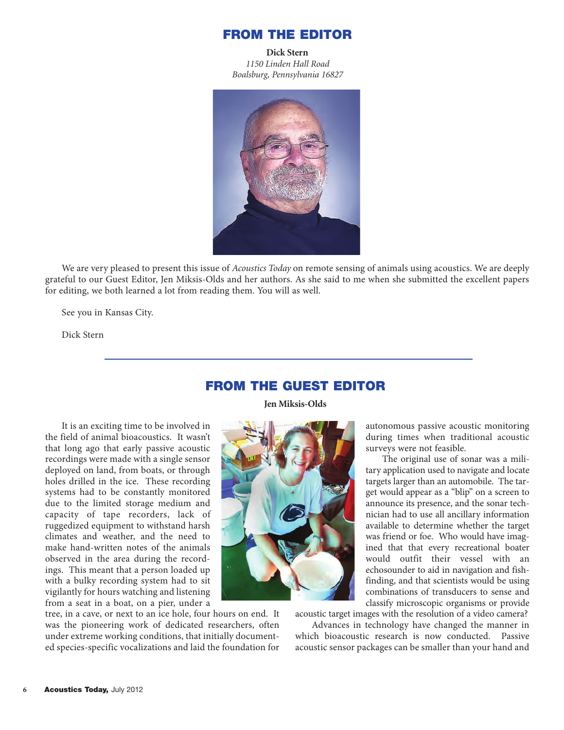# FROM THE EDITOR

**Dick Stern**
*1150 Linden Hall Road*
*Boalsburg, Pennsylvania 16827*

We are very pleased to present this issue of *Acoustics Today* on remote sensing of animals using acoustics. We are deeply grateful to our Guest Editor, Jen Miksis-Olds and her authors. As she said to me when she submitted the excellent papers for editing, we both learned a lot from reading them. You will as well.

See you in Kansas City.

Dick Stern

# FROM THE GUEST EDITOR

**Jen Miksis-Olds**

It is an exciting time to be involved in the field of animal bioacoustics. It wasn't that long ago that early passive acoustic recordings were made with a single sensor deployed on land, from boats, or through holes drilled in the ice. These recording systems had to be constantly monitored due to the limited storage medium and capacity of tape recorders, lack of ruggedized equipment to withstand harsh climates and weather, and the need to make hand-written notes of the animals observed in the area during the recordings. This meant that a person loaded up with a bulky recording system had to sit vigilantly for hours watching and listening from a seat in a boat, on a pier, under a tree, in a cave, or next to an ice hole, four hours on end. It was the pioneering work of dedicated researchers, often under extreme working conditions, that initially documented species-specific vocalizations and laid the foundation for autonomous passive acoustic monitoring during times when traditional acoustic surveys were not feasible.

The original use of sonar was a military application used to navigate and locate targets larger than an automobile. The target would appear as a "blip" on a screen to announce its presence, and the sonar technician had to use all ancillary information available to determine whether the target was friend or foe. Who would have imagined that that every recreational boater would outfit their vessel with an echosounder to aid in navigation and fish-finding, and that scientists would be using combinations of transducers to sense and classify microscopic organisms or provide acoustic target images with the resolution of a video camera?

Advances in technology have changed the manner in which bioacoustic research is now conducted. Passive acoustic sensor packages can be smaller than your hand and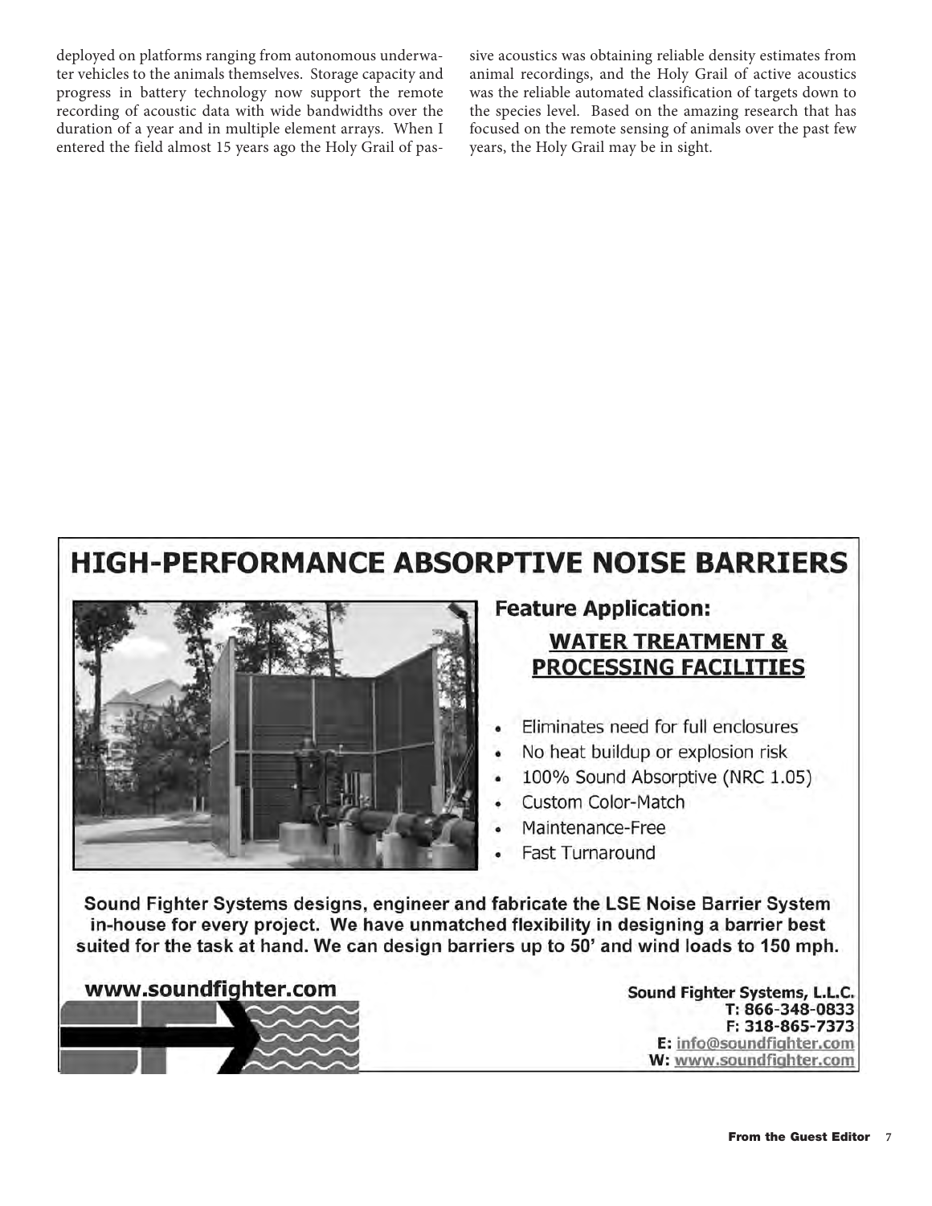deployed on platforms ranging from autonomous underwater vehicles to the animals themselves. Storage capacity and progress in battery technology now support the remote recording of acoustic data with wide bandwidths over the duration of a year and in multiple element arrays. When I entered the field almost 15 years ago the Holy Grail of passive acoustics was obtaining reliable density estimates from animal recordings, and the Holy Grail of active acoustics was the reliable automated classification of targets down to the species level. Based on the amazing research that has focused on the remote sensing of animals over the past few years, the Holy Grail may be in sight.

# HIGH-PERFORMANCE ABSORPTIVE NOISE BARRIERS

**Feature Application:**

**WATER TREATMENT & PROCESSING FACILITIES**

- Eliminates need for full enclosures
- No heat buildup or explosion risk
- 100% Sound Absorptive (NRC 1.05)
- Custom Color-Match
- Maintenance-Free
- Fast Turnaround

**Sound Fighter Systems designs, engineer and fabricate the LSE Noise Barrier System in-house for every project. We have unmatched flexibility in designing a barrier best suited for the task at hand. We can design barriers up to 50' and wind loads to 150 mph.**

**www.soundfighter.com**

**Sound Fighter Systems, L.L.C.**
**T: 866-348-0833**
**F: 318-865-7373**
**E: info@soundfighter.com**
**W: www.soundfighter.com**